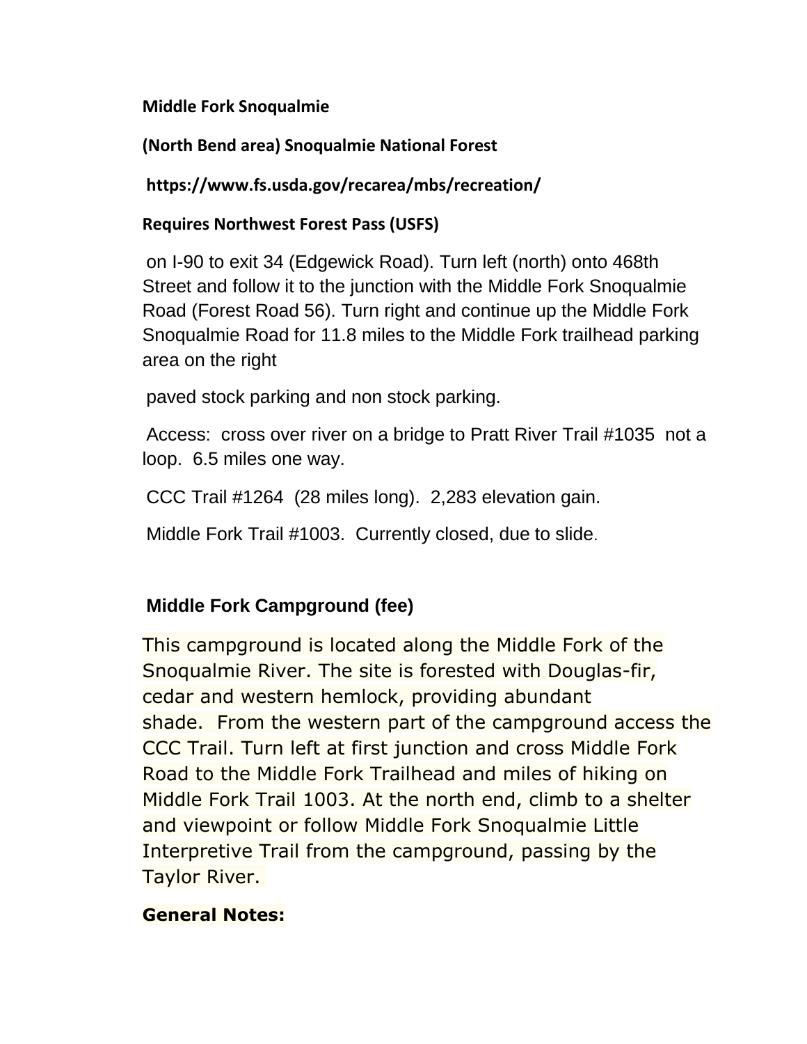**Middle Fork Snoqualmie**

**(North Bend area) Snoqualmie National Forest**

**https://www.fs.usda.gov/recarea/mbs/recreation/**

**Requires Northwest Forest Pass (USFS)**

on I-90 to exit 34 (Edgewick Road). Turn left (north) onto 468th Street and follow it to the junction with the Middle Fork Snoqualmie Road (Forest Road 56). Turn right and continue up the Middle Fork Snoqualmie Road for 11.8 miles to the Middle Fork trailhead parking area on the right

paved stock parking and non stock parking.

Access: cross over river on a bridge to Pratt River Trail #1035 not a loop. 6.5 miles one way.

CCC Trail #1264 (28 miles long). 2,283 elevation gain.

Middle Fork Trail #1003. Currently closed, due to slide.

## Middle Fork Campground (fee)

This campground is located along the Middle Fork of the Snoqualmie River. The site is forested with Douglas-fir, cedar and western hemlock, providing abundant shade. From the western part of the campground access the CCC Trail. Turn left at first junction and cross Middle Fork Road to the Middle Fork Trailhead and miles of hiking on Middle Fork Trail 1003. At the north end, climb to a shelter and viewpoint or follow Middle Fork Snoqualmie Little Interpretive Trail from the campground, passing by the Taylor River.

**General Notes:**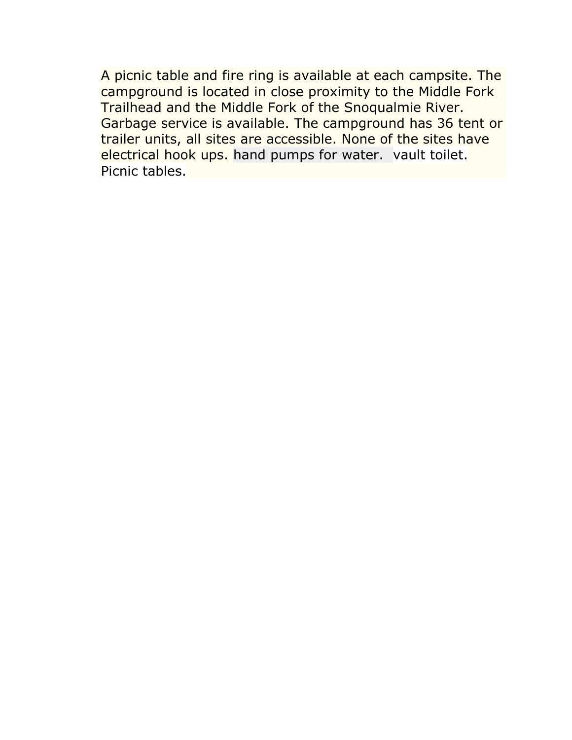A picnic table and fire ring is available at each campsite. The campground is located in close proximity to the Middle Fork Trailhead and the Middle Fork of the Snoqualmie River. Garbage service is available. The campground has 36 tent or trailer units, all sites are accessible. None of the sites have electrical hook ups. hand pumps for water. vault toilet. Picnic tables.